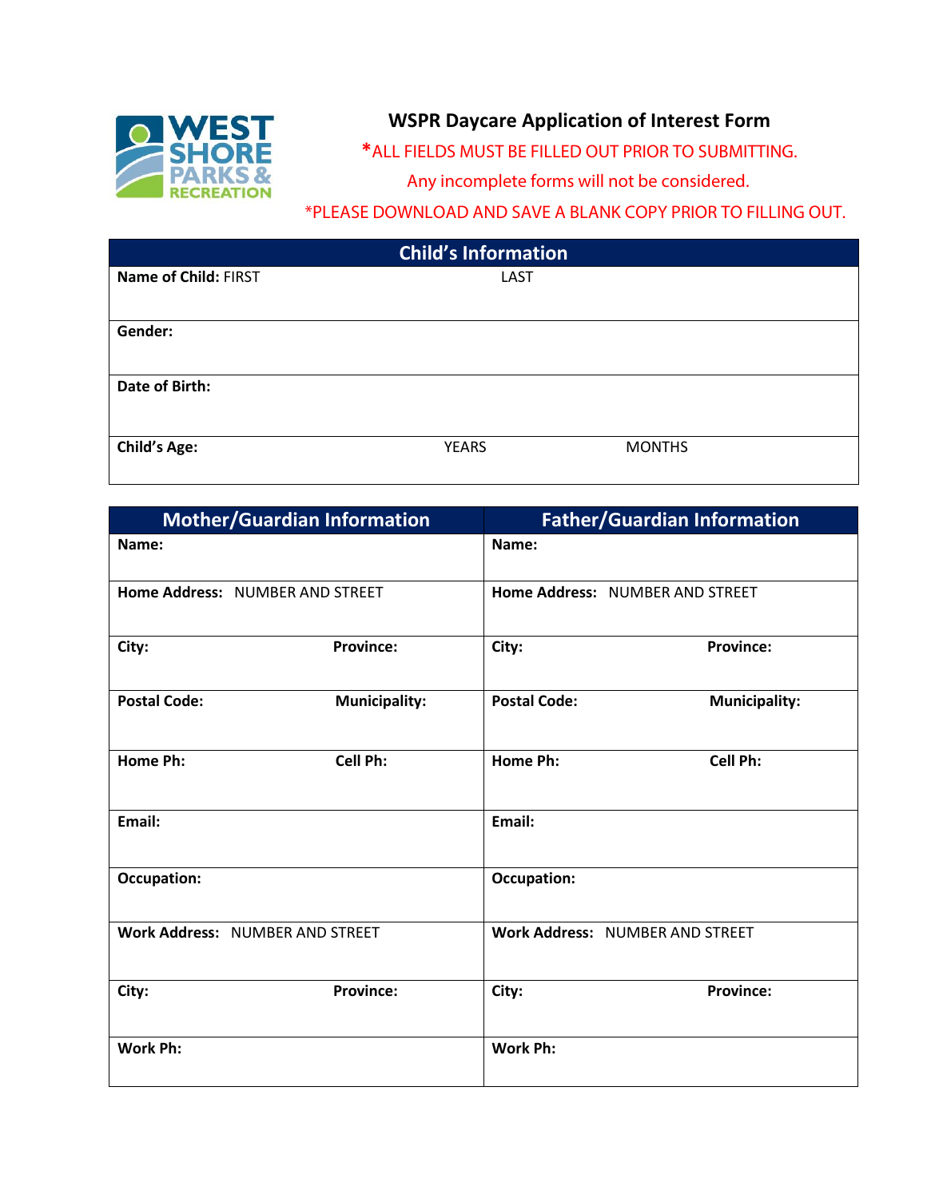WEST SHORE PARKS & RECREATION

# WSPR Daycare Application of Interest Form

*ALL FIELDS MUST BE FILLED OUT PRIOR TO SUBMITTING.

Any incomplete forms will not be considered.

*PLEASE DOWNLOAD AND SAVE A BLANK COPY PRIOR TO FILLING OUT.

| Child's Information | | |
|---|---|---|
| **Name of Child:** FIRST | LAST | |
| **Gender:** | | |
| **Date of Birth:** | | |
| **Child's Age:** | YEARS | MONTHS |

| Mother/Guardian Information | | Father/Guardian Information | |
|---|---|---|---|
| **Name:** | | **Name:** | |
| **Home Address:** NUMBER AND STREET | | **Home Address:** NUMBER AND STREET | |
| **City:** | **Province:** | **City:** | **Province:** |
| **Postal Code:** | **Municipality:** | **Postal Code:** | **Municipality:** |
| **Home Ph:** | **Cell Ph:** | **Home Ph:** | **Cell Ph:** |
| **Email:** | | **Email:** | |
| **Occupation:** | | **Occupation:** | |
| **Work Address:** NUMBER AND STREET | | **Work Address:** NUMBER AND STREET | |
| **City:** | **Province:** | **City:** | **Province:** |
| **Work Ph:** | | **Work Ph:** | |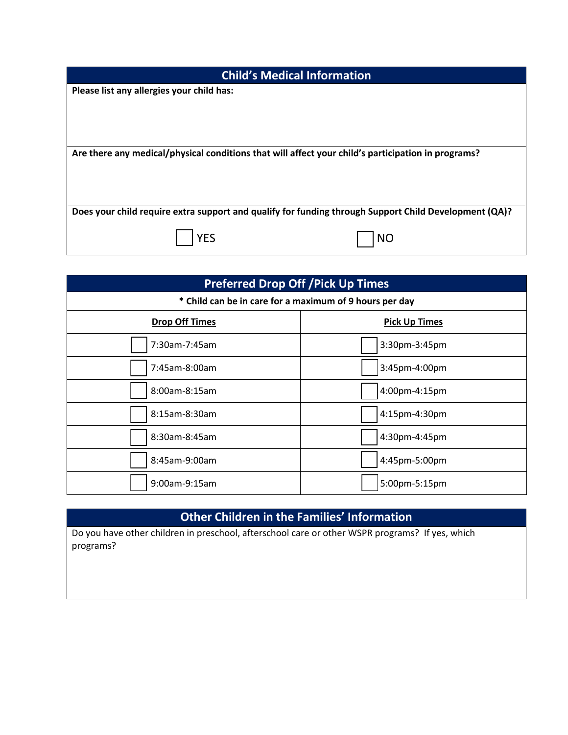## Child's Medical Information

**Please list any allergies your child has:**

**Are there any medical/physical conditions that will affect your child's participation in programs?**

**Does your child require extra support and qualify for funding through Support Child Development (QA)?**

☐ YES ☐ NO

## Preferred Drop Off /Pick Up Times

**\* Child can be in care for a maximum of 9 hours per day**

| Drop Off Times | Pick Up Times |
|---|---|
| ☐ 7:30am-7:45am | ☐ 3:30pm-3:45pm |
| ☐ 7:45am-8:00am | ☐ 3:45pm-4:00pm |
| ☐ 8:00am-8:15am | ☐ 4:00pm-4:15pm |
| ☐ 8:15am-8:30am | ☐ 4:15pm-4:30pm |
| ☐ 8:30am-8:45am | ☐ 4:30pm-4:45pm |
| ☐ 8:45am-9:00am | ☐ 4:45pm-5:00pm |
| ☐ 9:00am-9:15am | ☐ 5:00pm-5:15pm |

## Other Children in the Families' Information

Do you have other children in preschool, afterschool care or other WSPR programs? If yes, which programs?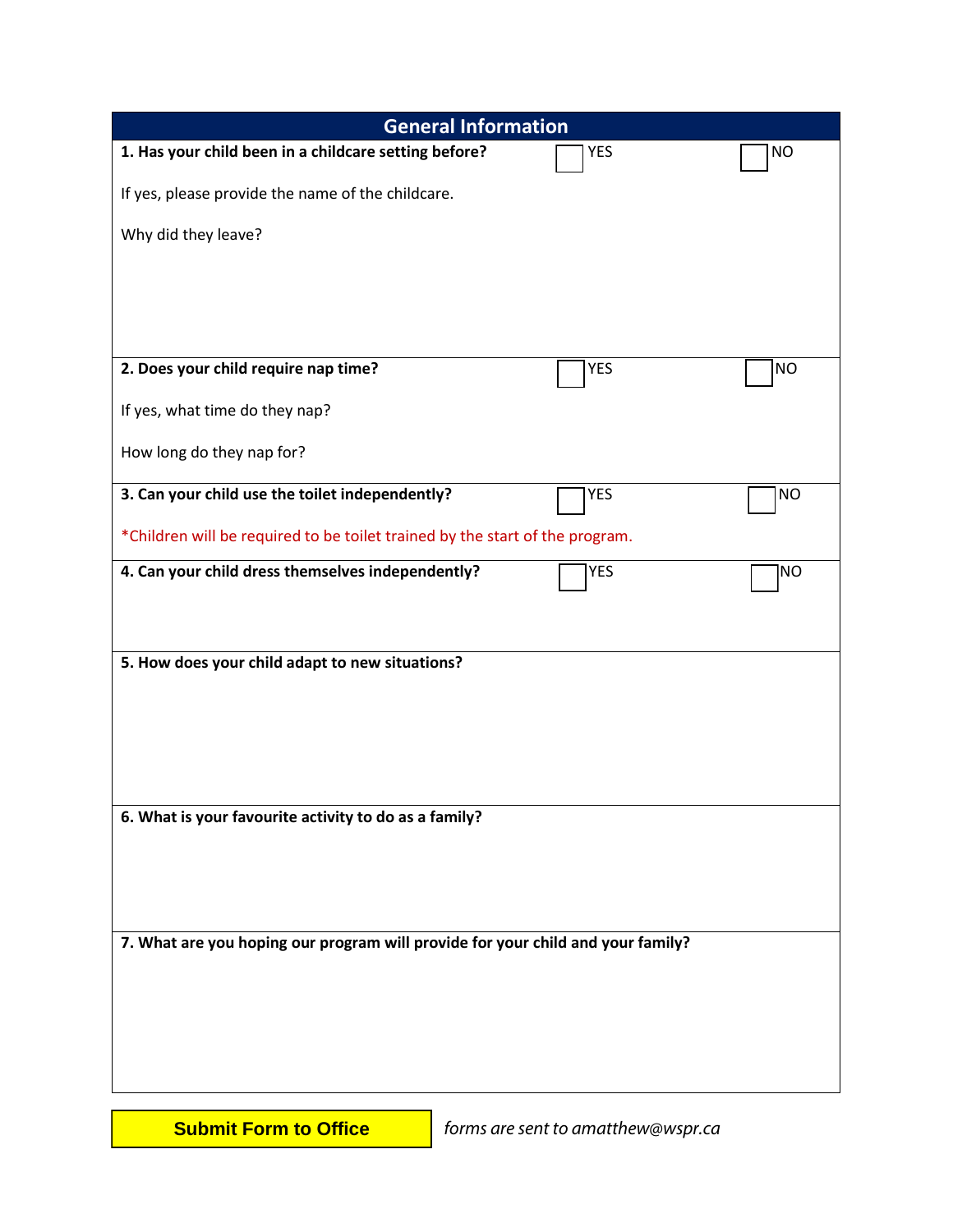## General Information

**1. Has your child been in a childcare setting before?** ☐ YES ☐ NO

If yes, please provide the name of the childcare.

Why did they leave?

**2. Does your child require nap time?** ☐ YES ☐ NO

If yes, what time do they nap?

How long do they nap for?

**3. Can your child use the toilet independently?** ☐ YES ☐ NO

*Children will be required to be toilet trained by the start of the program.

**4. Can your child dress themselves independently?** ☐ YES ☐ NO

**5. How does your child adapt to new situations?**

**6. What is your favourite activity to do as a family?**

**7. What are you hoping our program will provide for your child and your family?**

**Submit Form to Office**

*forms are sent to amatthew@wspr.ca*